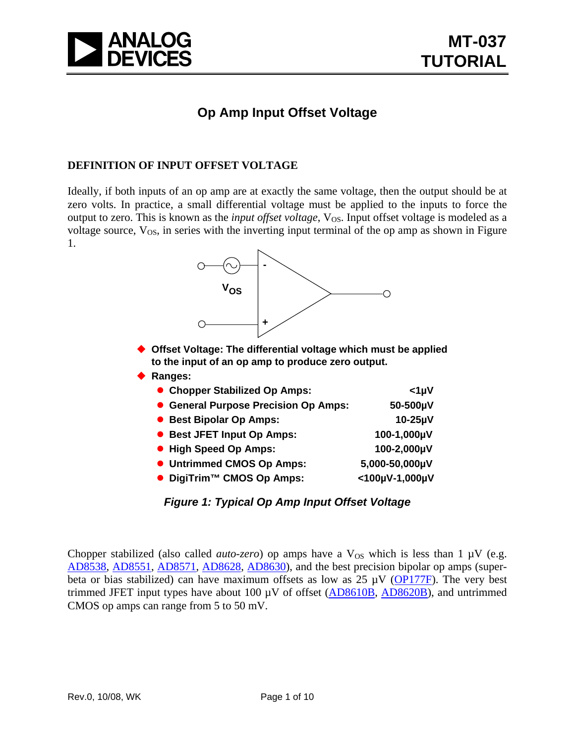# Op Amp Input Offset Voltage

## DEFINITION OF INPUT OFFSET VOLTAGE

Ideally, if both inputs of an op amp are at exactly the same voltage, then the output should be at zero volts. In practice, a small differential voltage must be applied to the inputs to force the output to zero. This is known as the *input offset voltage*, $V_{OS}$. Input offset voltage is modeled as a voltage source, $V_{OS}$, in series with the inverting input terminal of the op amp as shown in Figure 1.

- **Offset Voltage: The differential voltage which must be applied to the input of an op amp to produce zero output.**
- **Ranges:**
  - **Chopper Stabilized Op Amps: <1µV**
  - **General Purpose Precision Op Amps: 50-500µV**
  - **Best Bipolar Op Amps: 10-25µV**
  - **Best JFET Input Op Amps: 100-1,000µV**
  - **High Speed Op Amps: 100-2,000µV**
  - **Untrimmed CMOS Op Amps: 5,000-50,000µV**
  - **DigiTrim™ CMOS Op Amps: <100µV-1,000µV**

***Figure 1: Typical Op Amp Input Offset Voltage***

Chopper stabilized (also called *auto-zero*) op amps have a $V_{OS}$ which is less than 1 µV (e.g. AD8538, AD8551, AD8571, AD8628, AD8630), and the best precision bipolar op amps (super-beta or bias stabilized) can have maximum offsets as low as 25 µV (OP177F). The very best trimmed JFET input types have about 100 µV of offset (AD8610B, AD8620B), and untrimmed CMOS op amps can range from 5 to 50 mV.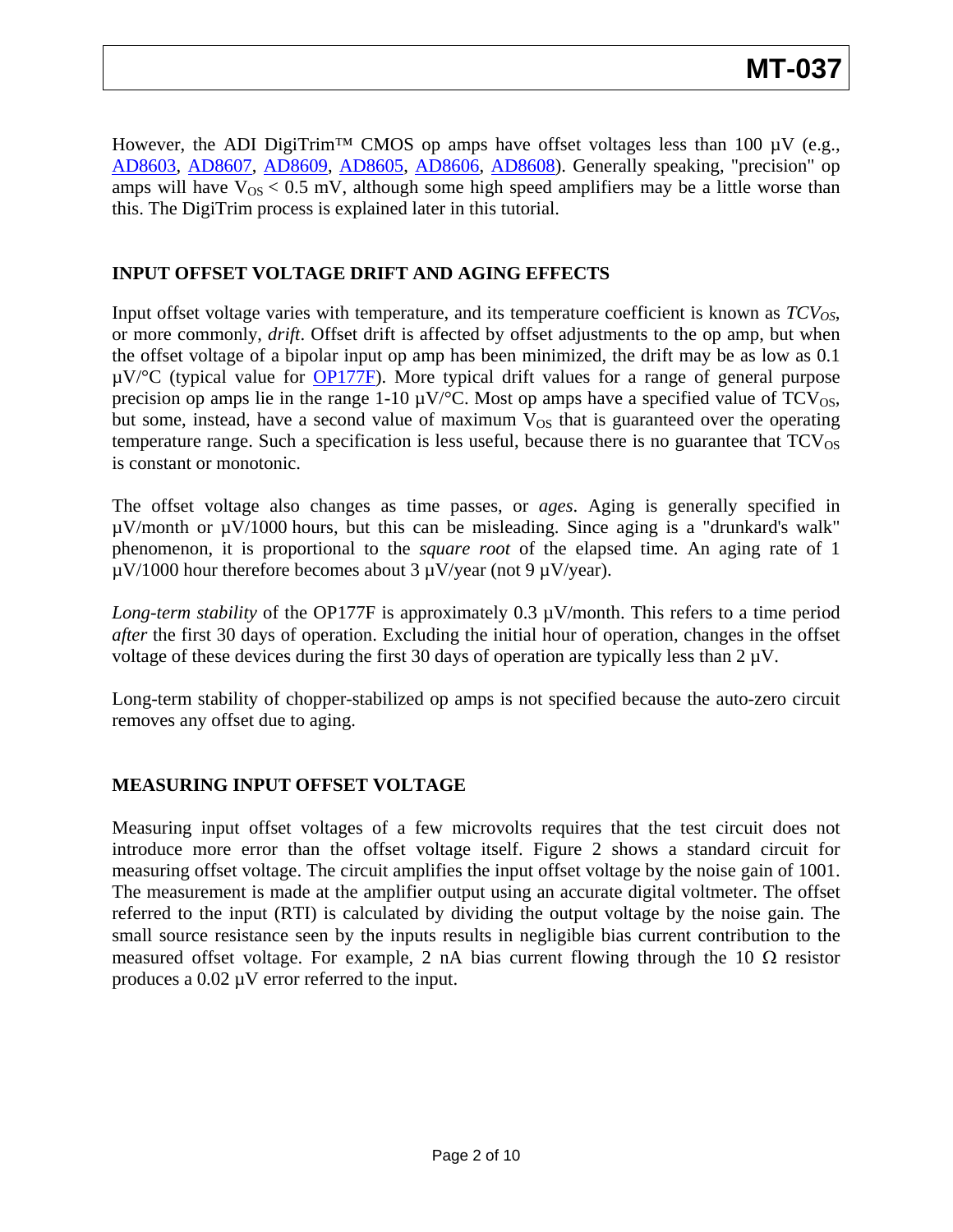However, the ADI DigiTrim™ CMOS op amps have offset voltages less than 100 µV (e.g., AD8603, AD8607, AD8609, AD8605, AD8606, AD8608). Generally speaking, "precision" op amps will have $V_{OS}$ < 0.5 mV, although some high speed amplifiers may be a little worse than this. The DigiTrim process is explained later in this tutorial.

## INPUT OFFSET VOLTAGE DRIFT AND AGING EFFECTS

Input offset voltage varies with temperature, and its temperature coefficient is known as $TCV_{OS}$, or more commonly, *drift*. Offset drift is affected by offset adjustments to the op amp, but when the offset voltage of a bipolar input op amp has been minimized, the drift may be as low as 0.1 µV/°C (typical value for OP177F). More typical drift values for a range of general purpose precision op amps lie in the range 1-10 µV/°C. Most op amps have a specified value of $TCV_{OS}$, but some, instead, have a second value of maximum $V_{OS}$ that is guaranteed over the operating temperature range. Such a specification is less useful, because there is no guarantee that $TCV_{OS}$ is constant or monotonic.

The offset voltage also changes as time passes, or *ages*. Aging is generally specified in µV/month or µV/1000 hours, but this can be misleading. Since aging is a "drunkard's walk" phenomenon, it is proportional to the *square root* of the elapsed time. An aging rate of 1 µV/1000 hour therefore becomes about 3 µV/year (not 9 µV/year).

*Long-term stability* of the OP177F is approximately 0.3 µV/month. This refers to a time period *after* the first 30 days of operation. Excluding the initial hour of operation, changes in the offset voltage of these devices during the first 30 days of operation are typically less than 2 µV.

Long-term stability of chopper-stabilized op amps is not specified because the auto-zero circuit removes any offset due to aging.

## MEASURING INPUT OFFSET VOLTAGE

Measuring input offset voltages of a few microvolts requires that the test circuit does not introduce more error than the offset voltage itself. Figure 2 shows a standard circuit for measuring offset voltage. The circuit amplifies the input offset voltage by the noise gain of 1001. The measurement is made at the amplifier output using an accurate digital voltmeter. The offset referred to the input (RTI) is calculated by dividing the output voltage by the noise gain. The small source resistance seen by the inputs results in negligible bias current contribution to the measured offset voltage. For example, 2 nA bias current flowing through the 10 Ω resistor produces a 0.02 µV error referred to the input.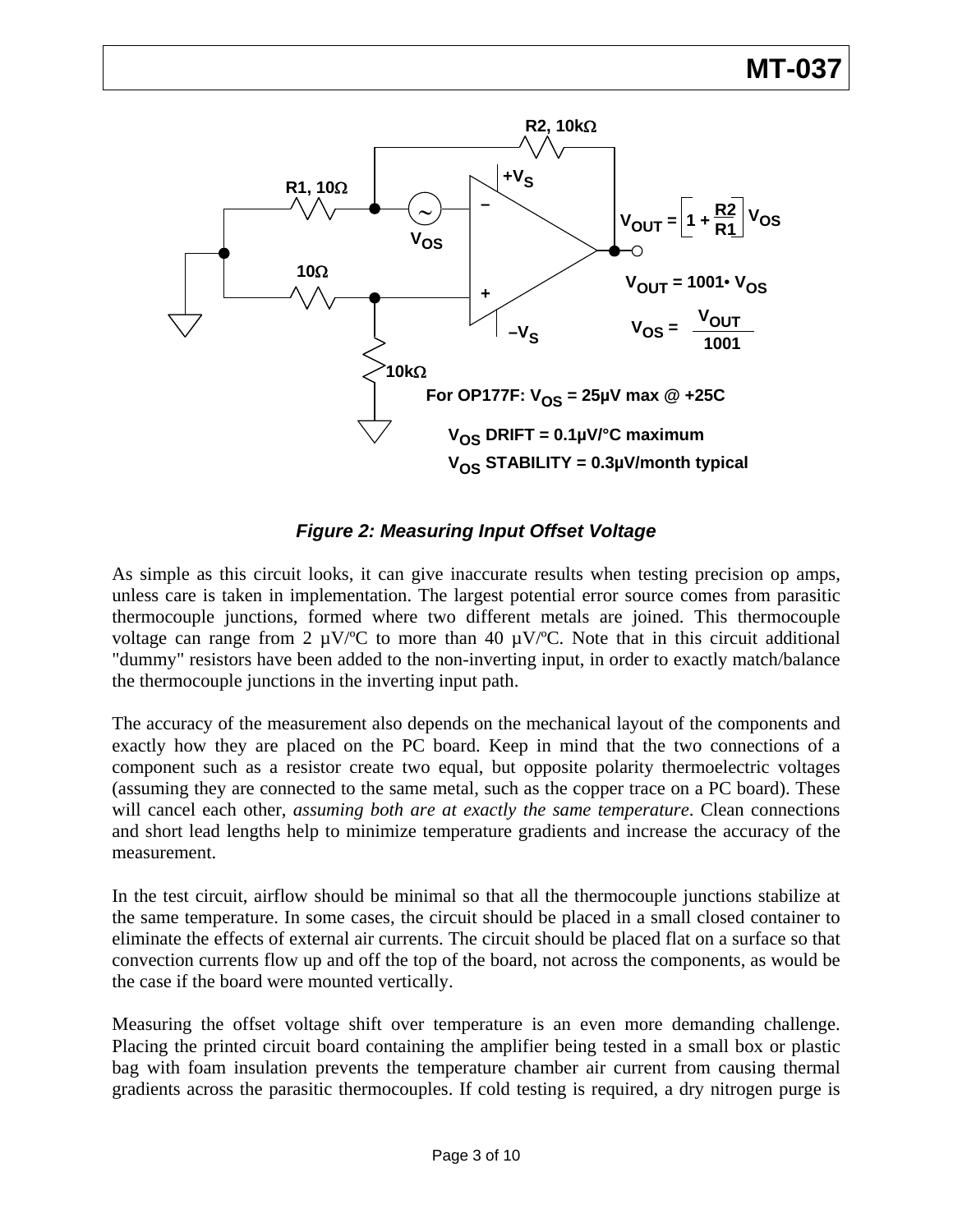Figure 2: Measuring Input Offset Voltage

As simple as this circuit looks, it can give inaccurate results when testing precision op amps, unless care is taken in implementation. The largest potential error source comes from parasitic thermocouple junctions, formed where two different metals are joined. This thermocouple voltage can range from 2 µV/ºC to more than 40 µV/ºC. Note that in this circuit additional "dummy" resistors have been added to the non-inverting input, in order to exactly match/balance the thermocouple junctions in the inverting input path.

The accuracy of the measurement also depends on the mechanical layout of the components and exactly how they are placed on the PC board. Keep in mind that the two connections of a component such as a resistor create two equal, but opposite polarity thermoelectric voltages (assuming they are connected to the same metal, such as the copper trace on a PC board). These will cancel each other, *assuming both are at exactly the same temperature*. Clean connections and short lead lengths help to minimize temperature gradients and increase the accuracy of the measurement.

In the test circuit, airflow should be minimal so that all the thermocouple junctions stabilize at the same temperature. In some cases, the circuit should be placed in a small closed container to eliminate the effects of external air currents. The circuit should be placed flat on a surface so that convection currents flow up and off the top of the board, not across the components, as would be the case if the board were mounted vertically.

Measuring the offset voltage shift over temperature is an even more demanding challenge. Placing the printed circuit board containing the amplifier being tested in a small box or plastic bag with foam insulation prevents the temperature chamber air current from causing thermal gradients across the parasitic thermocouples. If cold testing is required, a dry nitrogen purge is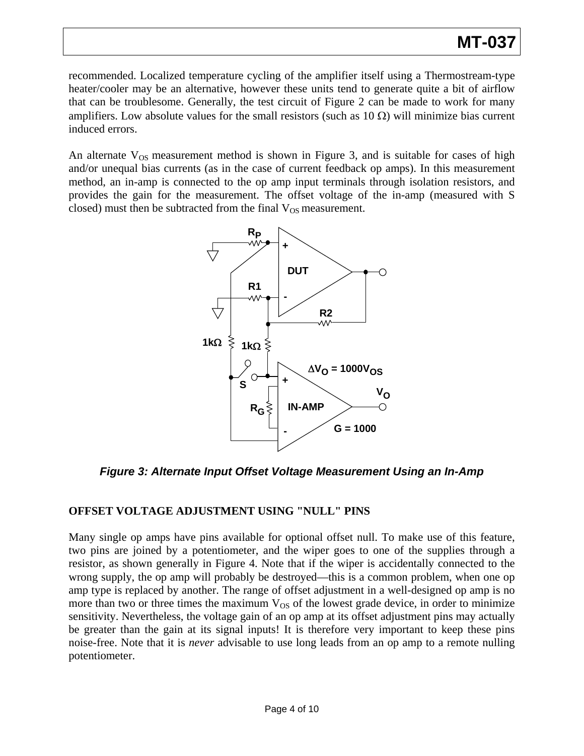recommended. Localized temperature cycling of the amplifier itself using a Thermostream-type heater/cooler may be an alternative, however these units tend to generate quite a bit of airflow that can be troublesome. Generally, the test circuit of Figure 2 can be made to work for many amplifiers. Low absolute values for the small resistors (such as 10 Ω) will minimize bias current induced errors.

An alternate $V_{OS}$ measurement method is shown in Figure 3, and is suitable for cases of high and/or unequal bias currents (as in the case of current feedback op amps). In this measurement method, an in-amp is connected to the op amp input terminals through isolation resistors, and provides the gain for the measurement. The offset voltage of the in-amp (measured with S closed) must then be subtracted from the final $V_{OS}$ measurement.

***Figure 3: Alternate Input Offset Voltage Measurement Using an In-Amp***

## OFFSET VOLTAGE ADJUSTMENT USING "NULL" PINS

Many single op amps have pins available for optional offset null. To make use of this feature, two pins are joined by a potentiometer, and the wiper goes to one of the supplies through a resistor, as shown generally in Figure 4. Note that if the wiper is accidentally connected to the wrong supply, the op amp will probably be destroyed—this is a common problem, when one op amp type is replaced by another. The range of offset adjustment in a well-designed op amp is no more than two or three times the maximum $V_{OS}$ of the lowest grade device, in order to minimize sensitivity. Nevertheless, the voltage gain of an op amp at its offset adjustment pins may actually be greater than the gain at its signal inputs! It is therefore very important to keep these pins noise-free. Note that it is *never* advisable to use long leads from an op amp to a remote nulling potentiometer.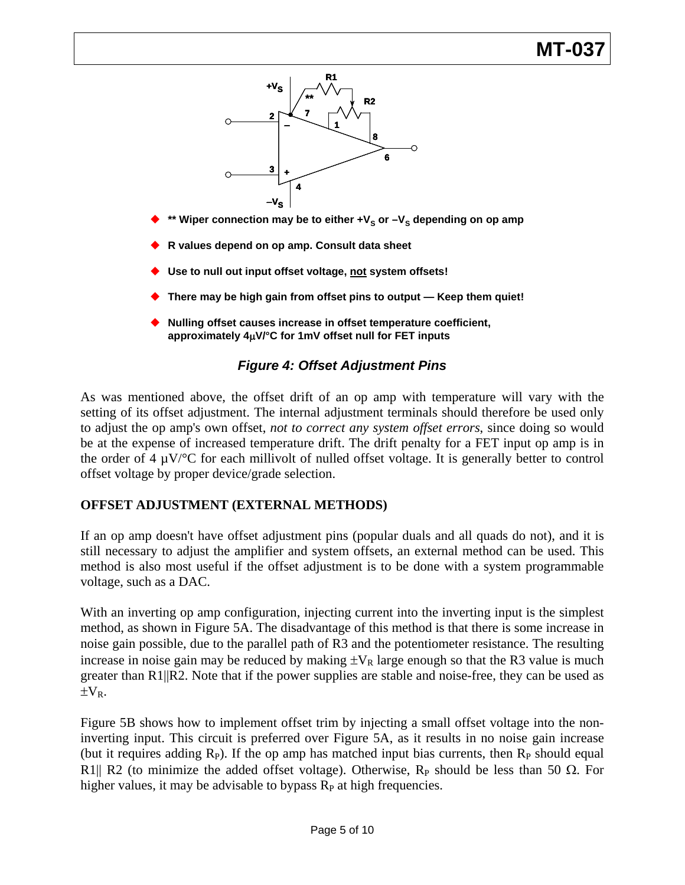- ** Wiper connection may be to either $+V_S$ or $-V_S$ depending on op amp
- R values depend on op amp. Consult data sheet
- Use to null out input offset voltage, not system offsets!
- There may be high gain from offset pins to output — Keep them quiet!
- Nulling offset causes increase in offset temperature coefficient, approximately 4μV/°C for 1mV offset null for FET inputs

***Figure 4: Offset Adjustment Pins***

As was mentioned above, the offset drift of an op amp with temperature will vary with the setting of its offset adjustment. The internal adjustment terminals should therefore be used only to adjust the op amp's own offset, *not to correct any system offset errors*, since doing so would be at the expense of increased temperature drift. The drift penalty for a FET input op amp is in the order of 4 μV/°C for each millivolt of nulled offset voltage. It is generally better to control offset voltage by proper device/grade selection.

## OFFSET ADJUSTMENT (EXTERNAL METHODS)

If an op amp doesn't have offset adjustment pins (popular duals and all quads do not), and it is still necessary to adjust the amplifier and system offsets, an external method can be used. This method is also most useful if the offset adjustment is to be done with a system programmable voltage, such as a DAC.

With an inverting op amp configuration, injecting current into the inverting input is the simplest method, as shown in Figure 5A. The disadvantage of this method is that there is some increase in noise gain possible, due to the parallel path of R3 and the potentiometer resistance. The resulting increase in noise gain may be reduced by making $\pm V_R$ large enough so that the R3 value is much greater than R1||R2. Note that if the power supplies are stable and noise-free, they can be used as $\pm V_R$.

Figure 5B shows how to implement offset trim by injecting a small offset voltage into the non-inverting input. This circuit is preferred over Figure 5A, as it results in no noise gain increase (but it requires adding $R_P$). If the op amp has matched input bias currents, then $R_P$ should equal R1|| R2 (to minimize the added offset voltage). Otherwise, $R_P$ should be less than 50 Ω. For higher values, it may be advisable to bypass $R_P$ at high frequencies.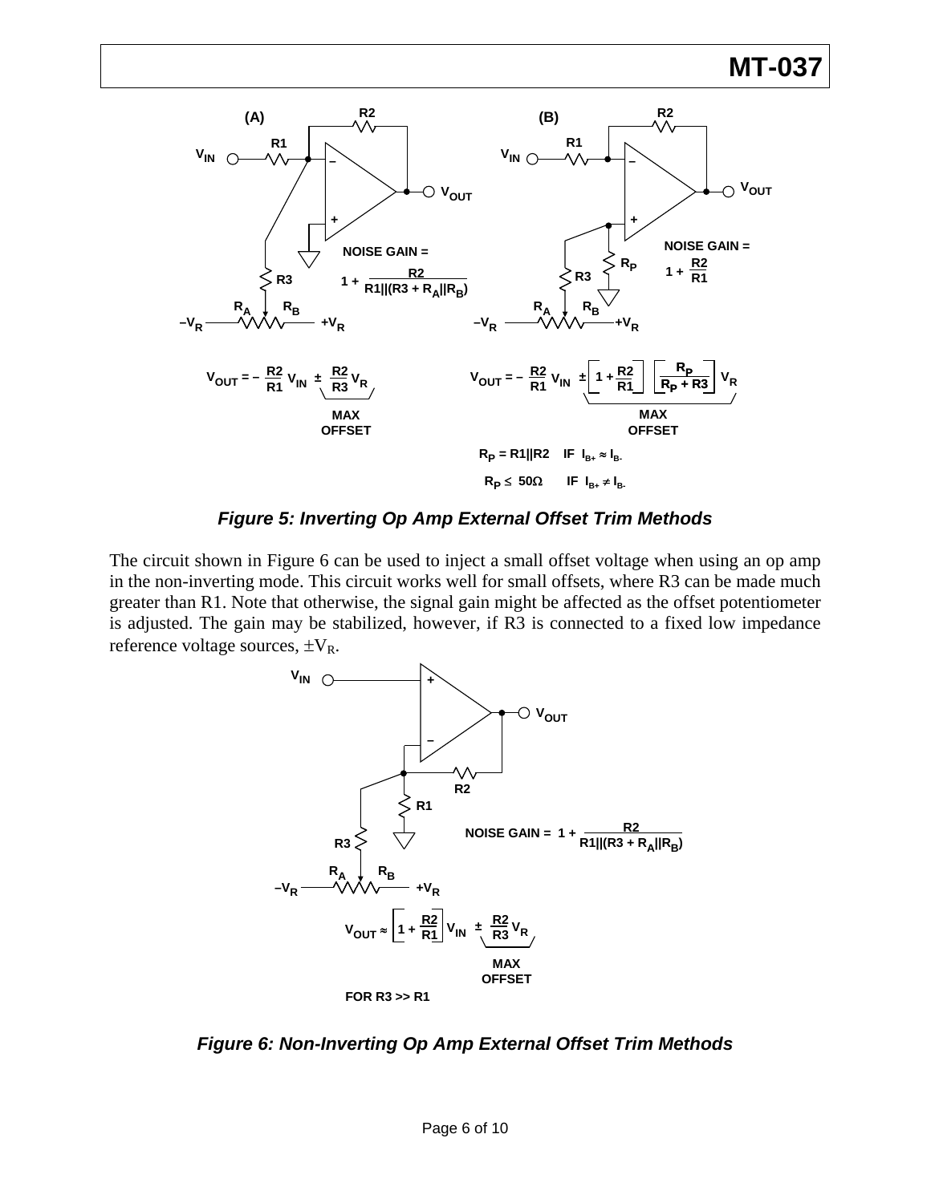**Figure 5: Inverting Op Amp External Offset Trim Methods**

*(A)* NOISE GAIN = $1 + \frac{R2}{R1||(R3 + R_A||R_B)}$

$$V_{OUT} = -\frac{R2}{R1}V_{IN} \pm \frac{R2}{R3}V_R$$

(MAX OFFSET: $\frac{R2}{R3}V_R$)

*(B)* NOISE GAIN = $1 + \frac{R2}{R1}$

$$V_{OUT} = -\frac{R2}{R1}V_{IN} \pm \left[1 + \frac{R2}{R1}\right]\left[\frac{R_P}{R_P + R3}\right]V_R$$

(MAX OFFSET: $\left[1 + \frac{R2}{R1}\right]\left[\frac{R_P}{R_P + R3}\right]V_R$)

$R_P = R1||R2$ IF $I_{B+} \approx I_{B-}$

$R_P \leq 50\Omega$ IF $I_{B+} \neq I_{B-}$

***Figure 5: Inverting Op Amp External Offset Trim Methods***

The circuit shown in Figure 6 can be used to inject a small offset voltage when using an op amp in the non-inverting mode. This circuit works well for small offsets, where R3 can be made much greater than R1. Note that otherwise, the signal gain might be affected as the offset potentiometer is adjusted. The gain may be stabilized, however, if R3 is connected to a fixed low impedance reference voltage sources, $\pm V_R$.

NOISE GAIN = $1 + \frac{R2}{R1||(R3 + R_A||R_B)}$

$$V_{OUT} \approx \left[1 + \frac{R2}{R1}\right]V_{IN} \pm \frac{R2}{R3}V_R$$

(MAX OFFSET: $\frac{R2}{R3}V_R$)

FOR R3 >> R1

***Figure 6: Non-Inverting Op Amp External Offset Trim Methods***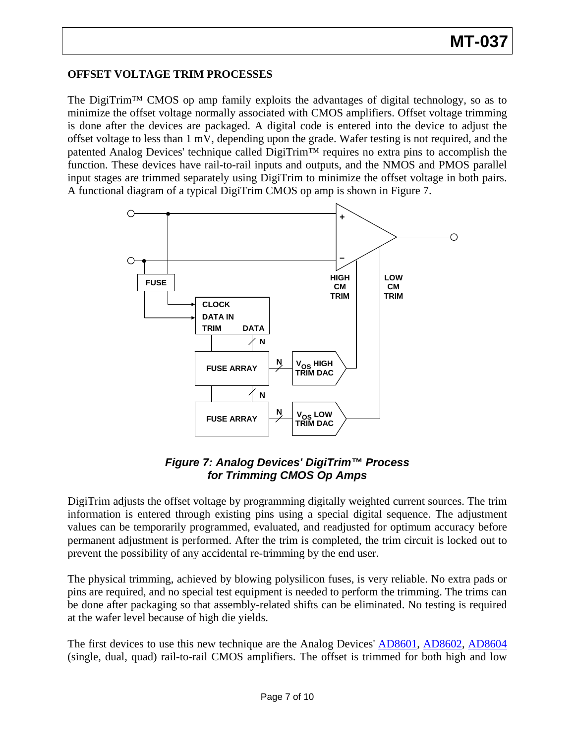### OFFSET VOLTAGE TRIM PROCESSES

The DigiTrim™ CMOS op amp family exploits the advantages of digital technology, so as to minimize the offset voltage normally associated with CMOS amplifiers. Offset voltage trimming is done after the devices are packaged. A digital code is entered into the device to adjust the offset voltage to less than 1 mV, depending upon the grade. Wafer testing is not required, and the patented Analog Devices' technique called DigiTrim™ requires no extra pins to accomplish the function. These devices have rail-to-rail inputs and outputs, and the NMOS and PMOS parallel input stages are trimmed separately using DigiTrim to minimize the offset voltage in both pairs. A functional diagram of a typical DigiTrim CMOS op amp is shown in Figure 7.

***Figure 7: Analog Devices' DigiTrim™ Process for Trimming CMOS Op Amps***

DigiTrim adjusts the offset voltage by programming digitally weighted current sources. The trim information is entered through existing pins using a special digital sequence. The adjustment values can be temporarily programmed, evaluated, and readjusted for optimum accuracy before permanent adjustment is performed. After the trim is completed, the trim circuit is locked out to prevent the possibility of any accidental re-trimming by the end user.

The physical trimming, achieved by blowing polysilicon fuses, is very reliable. No extra pads or pins are required, and no special test equipment is needed to perform the trimming. The trims can be done after packaging so that assembly-related shifts can be eliminated. No testing is required at the wafer level because of high die yields.

The first devices to use this new technique are the Analog Devices' AD8601, AD8602, AD8604 (single, dual, quad) rail-to-rail CMOS amplifiers. The offset is trimmed for both high and low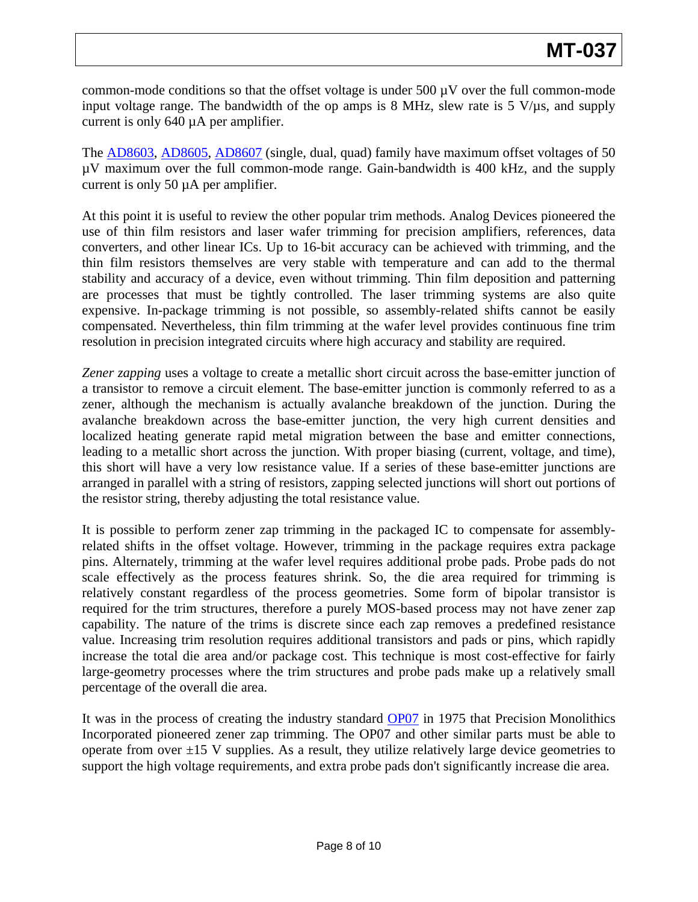common-mode conditions so that the offset voltage is under 500 µV over the full common-mode input voltage range. The bandwidth of the op amps is 8 MHz, slew rate is 5 V/µs, and supply current is only 640 µA per amplifier.

The AD8603, AD8605, AD8607 (single, dual, quad) family have maximum offset voltages of 50 µV maximum over the full common-mode range. Gain-bandwidth is 400 kHz, and the supply current is only 50 µA per amplifier.

At this point it is useful to review the other popular trim methods. Analog Devices pioneered the use of thin film resistors and laser wafer trimming for precision amplifiers, references, data converters, and other linear ICs. Up to 16-bit accuracy can be achieved with trimming, and the thin film resistors themselves are very stable with temperature and can add to the thermal stability and accuracy of a device, even without trimming. Thin film deposition and patterning are processes that must be tightly controlled. The laser trimming systems are also quite expensive. In-package trimming is not possible, so assembly-related shifts cannot be easily compensated. Nevertheless, thin film trimming at the wafer level provides continuous fine trim resolution in precision integrated circuits where high accuracy and stability are required.

*Zener zapping* uses a voltage to create a metallic short circuit across the base-emitter junction of a transistor to remove a circuit element. The base-emitter junction is commonly referred to as a zener, although the mechanism is actually avalanche breakdown of the junction. During the avalanche breakdown across the base-emitter junction, the very high current densities and localized heating generate rapid metal migration between the base and emitter connections, leading to a metallic short across the junction. With proper biasing (current, voltage, and time), this short will have a very low resistance value. If a series of these base-emitter junctions are arranged in parallel with a string of resistors, zapping selected junctions will short out portions of the resistor string, thereby adjusting the total resistance value.

It is possible to perform zener zap trimming in the packaged IC to compensate for assembly-related shifts in the offset voltage. However, trimming in the package requires extra package pins. Alternately, trimming at the wafer level requires additional probe pads. Probe pads do not scale effectively as the process features shrink. So, the die area required for trimming is relatively constant regardless of the process geometries. Some form of bipolar transistor is required for the trim structures, therefore a purely MOS-based process may not have zener zap capability. The nature of the trims is discrete since each zap removes a predefined resistance value. Increasing trim resolution requires additional transistors and pads or pins, which rapidly increase the total die area and/or package cost. This technique is most cost-effective for fairly large-geometry processes where the trim structures and probe pads make up a relatively small percentage of the overall die area.

It was in the process of creating the industry standard OP07 in 1975 that Precision Monolithics Incorporated pioneered zener zap trimming. The OP07 and other similar parts must be able to operate from over ±15 V supplies. As a result, they utilize relatively large device geometries to support the high voltage requirements, and extra probe pads don't significantly increase die area.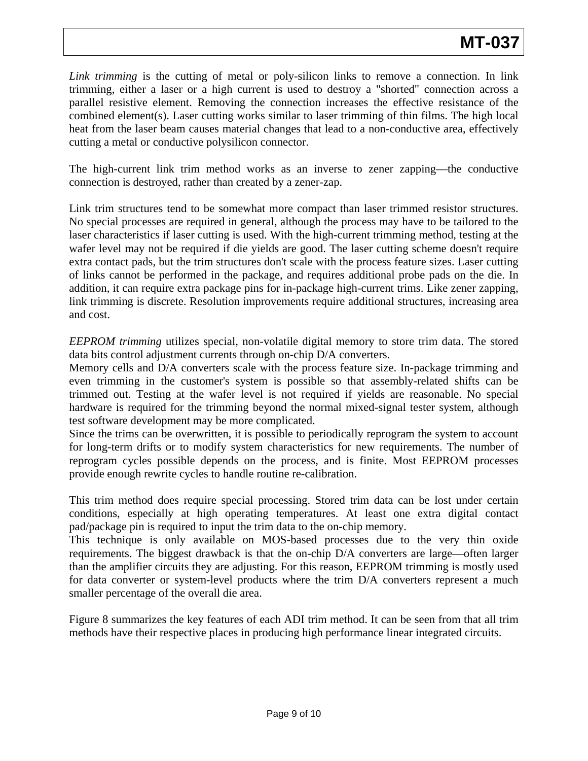*Link trimming* is the cutting of metal or poly-silicon links to remove a connection. In link trimming, either a laser or a high current is used to destroy a "shorted" connection across a parallel resistive element. Removing the connection increases the effective resistance of the combined element(s). Laser cutting works similar to laser trimming of thin films. The high local heat from the laser beam causes material changes that lead to a non-conductive area, effectively cutting a metal or conductive polysilicon connector.

The high-current link trim method works as an inverse to zener zapping—the conductive connection is destroyed, rather than created by a zener-zap.

Link trim structures tend to be somewhat more compact than laser trimmed resistor structures. No special processes are required in general, although the process may have to be tailored to the laser characteristics if laser cutting is used. With the high-current trimming method, testing at the wafer level may not be required if die yields are good. The laser cutting scheme doesn't require extra contact pads, but the trim structures don't scale with the process feature sizes. Laser cutting of links cannot be performed in the package, and requires additional probe pads on the die. In addition, it can require extra package pins for in-package high-current trims. Like zener zapping, link trimming is discrete. Resolution improvements require additional structures, increasing area and cost.

*EEPROM trimming* utilizes special, non-volatile digital memory to store trim data. The stored data bits control adjustment currents through on-chip D/A converters.
Memory cells and D/A converters scale with the process feature size. In-package trimming and even trimming in the customer's system is possible so that assembly-related shifts can be trimmed out. Testing at the wafer level is not required if yields are reasonable. No special hardware is required for the trimming beyond the normal mixed-signal tester system, although test software development may be more complicated.
Since the trims can be overwritten, it is possible to periodically reprogram the system to account for long-term drifts or to modify system characteristics for new requirements. The number of reprogram cycles possible depends on the process, and is finite. Most EEPROM processes provide enough rewrite cycles to handle routine re-calibration.

This trim method does require special processing. Stored trim data can be lost under certain conditions, especially at high operating temperatures. At least one extra digital contact pad/package pin is required to input the trim data to the on-chip memory.
This technique is only available on MOS-based processes due to the very thin oxide requirements. The biggest drawback is that the on-chip D/A converters are large—often larger than the amplifier circuits they are adjusting. For this reason, EEPROM trimming is mostly used for data converter or system-level products where the trim D/A converters represent a much smaller percentage of the overall die area.

Figure 8 summarizes the key features of each ADI trim method. It can be seen from that all trim methods have their respective places in producing high performance linear integrated circuits.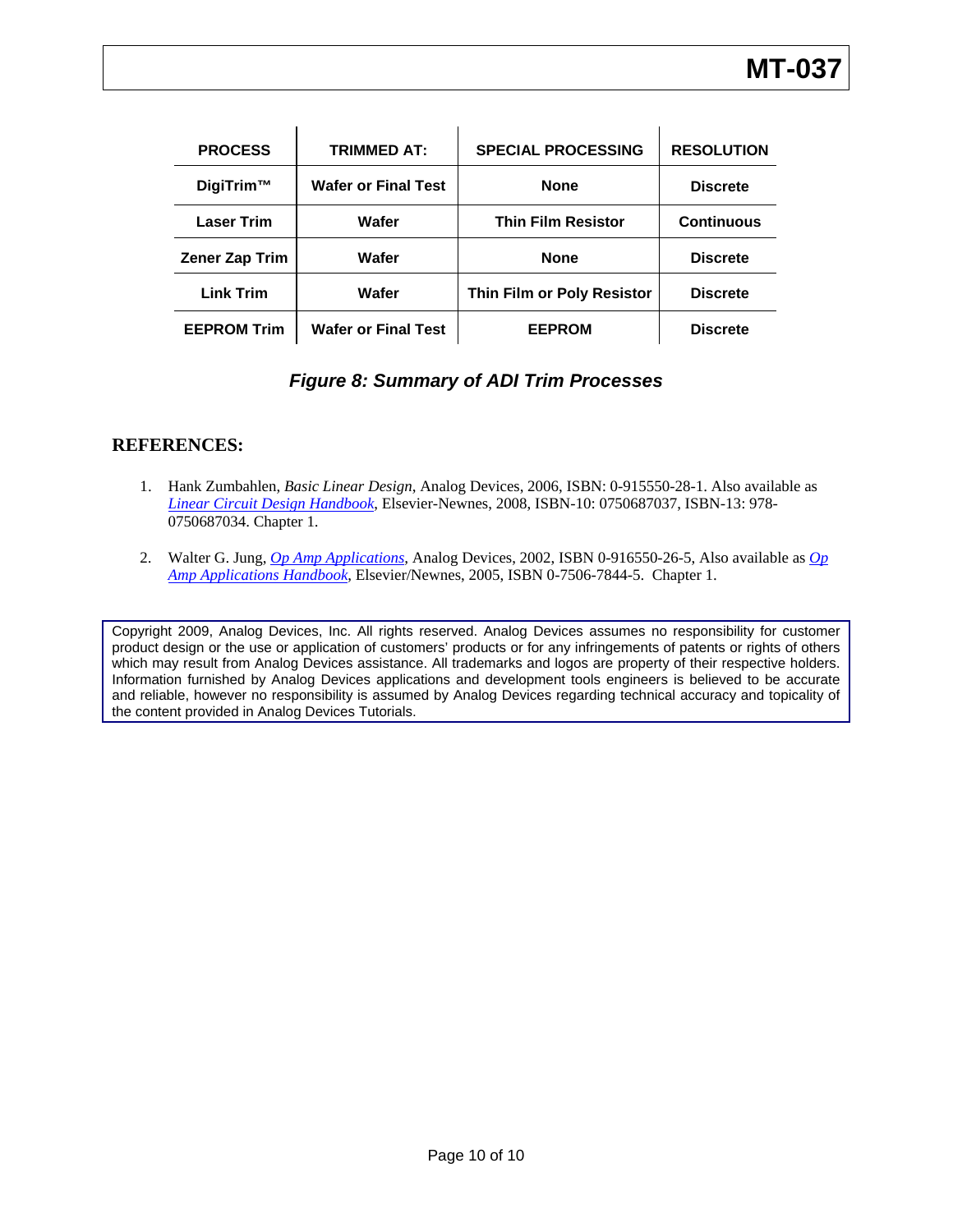| PROCESS | TRIMMED AT: | SPECIAL PROCESSING | RESOLUTION |
|---|---|---|---|
| DigiTrim™ | Wafer or Final Test | None | Discrete |
| Laser Trim | Wafer | Thin Film Resistor | Continuous |
| Zener Zap Trim | Wafer | None | Discrete |
| Link Trim | Wafer | Thin Film or Poly Resistor | Discrete |
| EEPROM Trim | Wafer or Final Test | EEPROM | Discrete |

***Figure 8: Summary of ADI Trim Processes***

## REFERENCES:

1. Hank Zumbahlen, *Basic Linear Design*, Analog Devices, 2006, ISBN: 0-915550-28-1. Also available as *Linear Circuit Design Handbook*, Elsevier-Newnes, 2008, ISBN-10: 0750687037, ISBN-13: 978-0750687034. Chapter 1.

2. Walter G. Jung, *Op Amp Applications*, Analog Devices, 2002, ISBN 0-916550-26-5, Also available as *Op Amp Applications Handbook*, Elsevier/Newnes, 2005, ISBN 0-7506-7844-5. Chapter 1.

Copyright 2009, Analog Devices, Inc. All rights reserved. Analog Devices assumes no responsibility for customer product design or the use or application of customers' products or for any infringements of patents or rights of others which may result from Analog Devices assistance. All trademarks and logos are property of their respective holders. Information furnished by Analog Devices applications and development tools engineers is believed to be accurate and reliable, however no responsibility is assumed by Analog Devices regarding technical accuracy and topicality of the content provided in Analog Devices Tutorials.